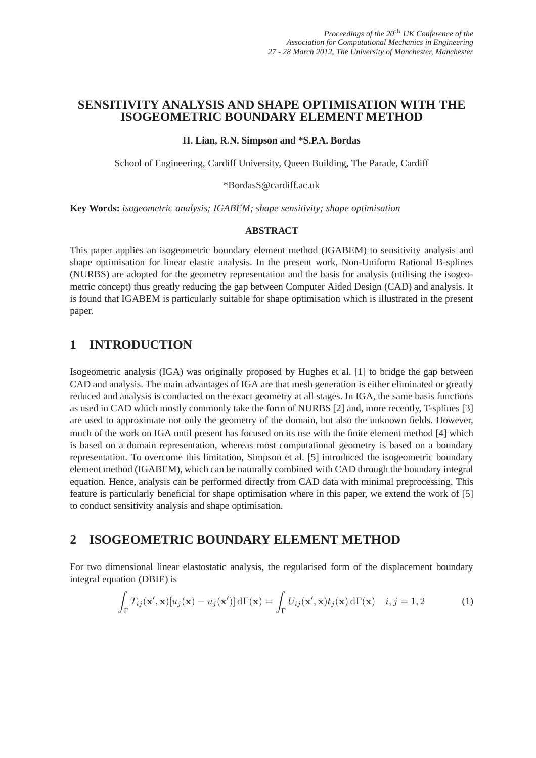# SENSITIVITY ANALYSIS AND SHAPE OPTIMISATION WITH THE ISOGEOMETRIC BOUNDARY ELEMENT METHOD

**H. Lian, R.N. Simpson and *S.P.A. Bordas**

School of Engineering, Cardiff University, Queen Building, The Parade, Cardiff

*BordasS@cardiff.ac.uk

**Key Words:** *isogeometric analysis; IGABEM; shape sensitivity; shape optimisation*

**ABSTRACT**

This paper applies an isogeometric boundary element method (IGABEM) to sensitivity analysis and shape optimisation for linear elastic analysis. In the present work, Non-Uniform Rational B-splines (NURBS) are adopted for the geometry representation and the basis for analysis (utilising the isogeometric concept) thus greatly reducing the gap between Computer Aided Design (CAD) and analysis. It is found that IGABEM is particularly suitable for shape optimisation which is illustrated in the present paper.

## 1 INTRODUCTION

Isogeometric analysis (IGA) was originally proposed by Hughes et al. [1] to bridge the gap between CAD and analysis. The main advantages of IGA are that mesh generation is either eliminated or greatly reduced and analysis is conducted on the exact geometry at all stages. In IGA, the same basis functions as used in CAD which mostly commonly take the form of NURBS [2] and, more recently, T-splines [3] are used to approximate not only the geometry of the domain, but also the unknown fields. However, much of the work on IGA until present has focused on its use with the finite element method [4] which is based on a domain representation, whereas most computational geometry is based on a boundary representation. To overcome this limitation, Simpson et al. [5] introduced the isogeometric boundary element method (IGABEM), which can be naturally combined with CAD through the boundary integral equation. Hence, analysis can be performed directly from CAD data with minimal preprocessing. This feature is particularly beneficial for shape optimisation where in this paper, we extend the work of [5] to conduct sensitivity analysis and shape optimisation.

## 2 ISOGEOMETRIC BOUNDARY ELEMENT METHOD

For two dimensional linear elastostatic analysis, the regularised form of the displacement boundary integral equation (DBIE) is

$$\int_{\Gamma} T_{ij}(\mathbf{x}', \mathbf{x})[u_j(\mathbf{x}) - u_j(\mathbf{x}')]\,\mathrm{d}\Gamma(\mathbf{x}) = \int_{\Gamma} U_{ij}(\mathbf{x}', \mathbf{x}) t_j(\mathbf{x})\,\mathrm{d}\Gamma(\mathbf{x}) \quad i, j = 1, 2 \tag{1}$$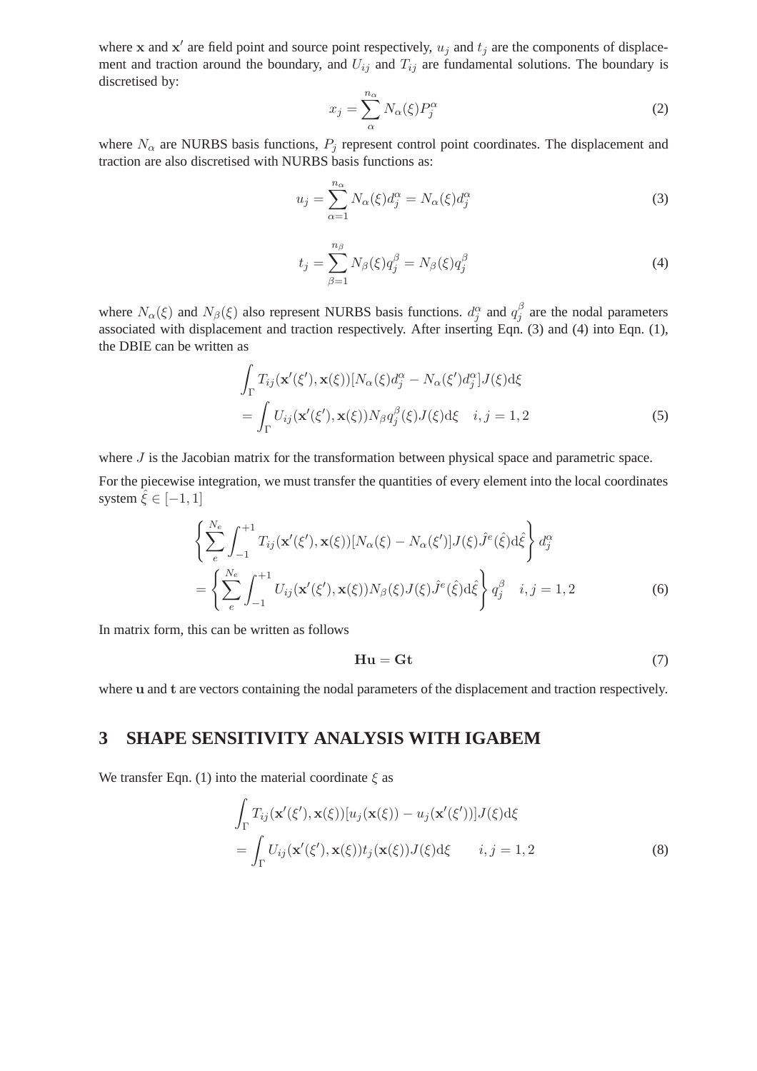where $\mathbf{x}$ and $\mathbf{x}'$ are field point and source point respectively, $u_j$ and $t_j$ are the components of displacement and traction around the boundary, and $U_{ij}$ and $T_{ij}$ are fundamental solutions. The boundary is discretised by:

$$x_j = \sum_{\alpha}^{n_\alpha} N_\alpha(\xi) P_j^\alpha \tag{2}$$

where $N_\alpha$ are NURBS basis functions, $P_j$ represent control point coordinates. The displacement and traction are also discretised with NURBS basis functions as:

$$u_j = \sum_{\alpha=1}^{n_\alpha} N_\alpha(\xi) d_j^\alpha = N_\alpha(\xi) d_j^\alpha \tag{3}$$

$$t_j = \sum_{\beta=1}^{n_\beta} N_\beta(\xi) q_j^\beta = N_\beta(\xi) q_j^\beta \tag{4}$$

where $N_\alpha(\xi)$ and $N_\beta(\xi)$ also represent NURBS basis functions. $d_j^\alpha$ and $q_j^\beta$ are the nodal parameters associated with displacement and traction respectively. After inserting Eqn. (3) and (4) into Eqn. (1), the DBIE can be written as

$$\begin{aligned}
&\int_\Gamma T_{ij}(\mathbf{x}'(\xi'), \mathbf{x}(\xi))[N_\alpha(\xi) d_j^\alpha - N_\alpha(\xi') d_j^\alpha] J(\xi) \mathrm{d}\xi \\
&= \int_\Gamma U_{ij}(\mathbf{x}'(\xi'), \mathbf{x}(\xi)) N_\beta q_j^\beta(\xi) J(\xi) \mathrm{d}\xi \quad i,j = 1,2
\end{aligned} \tag{5}$$

where $J$ is the Jacobian matrix for the transformation between physical space and parametric space.

For the piecewise integration, we must transfer the quantities of every element into the local coordinates system $\hat{\xi} \in [-1, 1]$

$$\begin{aligned}
&\left\{ \sum_e^{N_e} \int_{-1}^{+1} T_{ij}(\mathbf{x}'(\xi'), \mathbf{x}(\xi))[N_\alpha(\xi) - N_\alpha(\xi')] J(\xi) \hat{J}^e(\hat{\xi}) \mathrm{d}\hat{\xi} \right\} d_j^\alpha \\
&= \left\{ \sum_e^{N_e} \int_{-1}^{+1} U_{ij}(\mathbf{x}'(\xi'), \mathbf{x}(\xi)) N_\beta(\xi) J(\xi) \hat{J}^e(\hat{\xi}) \mathrm{d}\hat{\xi} \right\} q_j^\beta \quad i,j = 1,2
\end{aligned} \tag{6}$$

In matrix form, this can be written as follows

$$\mathbf{Hu} = \mathbf{Gt} \tag{7}$$

where $\mathbf{u}$ and $\mathbf{t}$ are vectors containing the nodal parameters of the displacement and traction respectively.

## 3 SHAPE SENSITIVITY ANALYSIS WITH IGABEM

We transfer Eqn. (1) into the material coordinate $\xi$ as

$$\begin{aligned}
&\int_\Gamma T_{ij}(\mathbf{x}'(\xi'), \mathbf{x}(\xi))[u_j(\mathbf{x}(\xi)) - u_j(\mathbf{x}'(\xi'))] J(\xi) \mathrm{d}\xi \\
&= \int_\Gamma U_{ij}(\mathbf{x}'(\xi'), \mathbf{x}(\xi)) t_j(\mathbf{x}(\xi)) J(\xi) \mathrm{d}\xi \qquad i,j = 1,2
\end{aligned} \tag{8}$$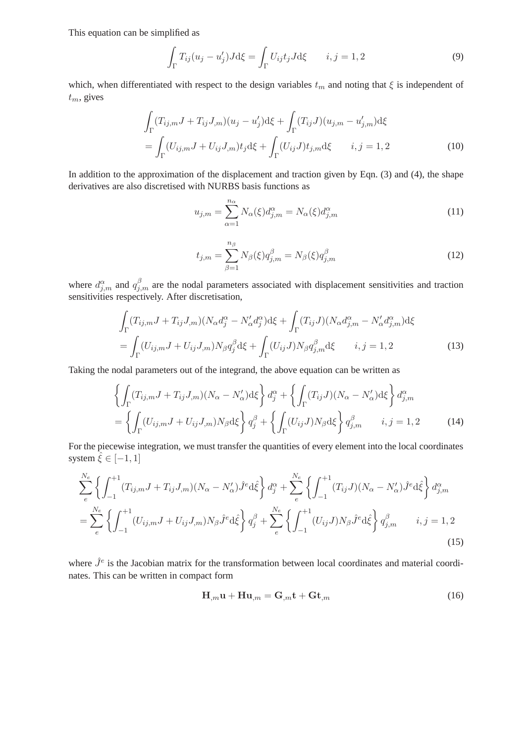This equation can be simplified as

$$\int_{\Gamma} T_{ij}(u_j - u'_j) J \mathrm{d}\xi = \int_{\Gamma} U_{ij} t_j J \mathrm{d}\xi \qquad i, j = 1, 2 \tag{9}$$

which, when differentiated with respect to the design variables $t_m$ and noting that $\xi$ is independent of $t_m$, gives

$$\begin{aligned}
&\int_{\Gamma} (T_{ij,m} J + T_{ij} J_{,m})(u_j - u'_j) \mathrm{d}\xi + \int_{\Gamma} (T_{ij} J)(u_{j,m} - u'_{j,m}) \mathrm{d}\xi \\
&= \int_{\Gamma} (U_{ij,m} J + U_{ij} J_{,m}) t_j \mathrm{d}\xi + \int_{\Gamma} (U_{ij} J) t_{j,m} \mathrm{d}\xi \qquad i, j = 1, 2
\end{aligned} \tag{10}$$

In addition to the approximation of the displacement and traction given by Eqn. (3) and (4), the shape derivatives are also discretised with NURBS basis functions as

$$u_{j,m} = \sum_{\alpha=1}^{n_\alpha} N_\alpha(\xi) d^\alpha_{j,m} = N_\alpha(\xi) d^\alpha_{j,m} \tag{11}$$

$$t_{j,m} = \sum_{\beta=1}^{n_\beta} N_\beta(\xi) q^\beta_{j,m} = N_\beta(\xi) q^\beta_{j,m} \tag{12}$$

where $d^\alpha_{j,m}$ and $q^\beta_{j,m}$ are the nodal parameters associated with displacement sensitivities and traction sensitivities respectively. After discretisation,

$$\begin{aligned}
&\int_{\Gamma} (T_{ij,m} J + T_{ij} J_{,m})(N_\alpha d^\alpha_j - N'_\alpha d^\alpha_j) \mathrm{d}\xi + \int_{\Gamma} (T_{ij} J)(N_\alpha d^\alpha_{j,m} - N'_\alpha d^\alpha_{j,m}) \mathrm{d}\xi \\
&= \int_{\Gamma} (U_{ij,m} J + U_{ij} J_{,m}) N_\beta q^\beta_j \mathrm{d}\xi + \int_{\Gamma} (U_{ij} J) N_\beta q^\beta_{j,m} \mathrm{d}\xi \qquad i, j = 1, 2
\end{aligned} \tag{13}$$

Taking the nodal parameters out of the integrand, the above equation can be written as

$$\begin{aligned}
&\left\{ \int_{\Gamma} (T_{ij,m} J + T_{ij} J_{,m})(N_\alpha - N'_\alpha) \mathrm{d}\xi \right\} d^\alpha_j + \left\{ \int_{\Gamma} (T_{ij} J)(N_\alpha - N'_\alpha) \mathrm{d}\xi \right\} d^\alpha_{j,m} \\
&= \left\{ \int_{\Gamma} (U_{ij,m} J + U_{ij} J_{,m}) N_\beta \mathrm{d}\xi \right\} q^\beta_j + \left\{ \int_{\Gamma} (U_{ij} J) N_\beta \mathrm{d}\xi \right\} q^\beta_{j,m} \qquad i, j = 1, 2
\end{aligned} \tag{14}$$

For the piecewise integration, we must transfer the quantities of every element into the local coordinates system $\hat{\xi} \in [-1, 1]$

$$\begin{aligned}
&\sum_{e}^{N_e} \left\{ \int_{-1}^{+1} (T_{ij,m} J + T_{ij} J_{,m})(N_\alpha - N'_\alpha) \hat{J}^e \mathrm{d}\hat{\xi} \right\} d^\alpha_j + \sum_{e}^{N_e} \left\{ \int_{-1}^{+1} (T_{ij} J)(N_\alpha - N'_\alpha) \hat{J}^e \mathrm{d}\hat{\xi} \right\} d^\alpha_{j,m} \\
&= \sum_{e}^{N_e} \left\{ \int_{-1}^{+1} (U_{ij,m} J + U_{ij} J_{,m}) N_\beta \hat{J}^e \mathrm{d}\hat{\xi} \right\} q^\beta_j + \sum_{e}^{N_e} \left\{ \int_{-1}^{+1} (U_{ij} J) N_\beta \hat{J}^e \mathrm{d}\hat{\xi} \right\} q^\beta_{j,m} \qquad i, j = 1, 2
\end{aligned} \tag{15}$$

where $\hat{J}^e$ is the Jacobian matrix for the transformation between local coordinates and material coordinates. This can be written in compact form

$$\mathbf{H}_{,m} \mathbf{u} + \mathbf{H} \mathbf{u}_{,m} = \mathbf{G}_{,m} \mathbf{t} + \mathbf{G} \mathbf{t}_{,m} \tag{16}$$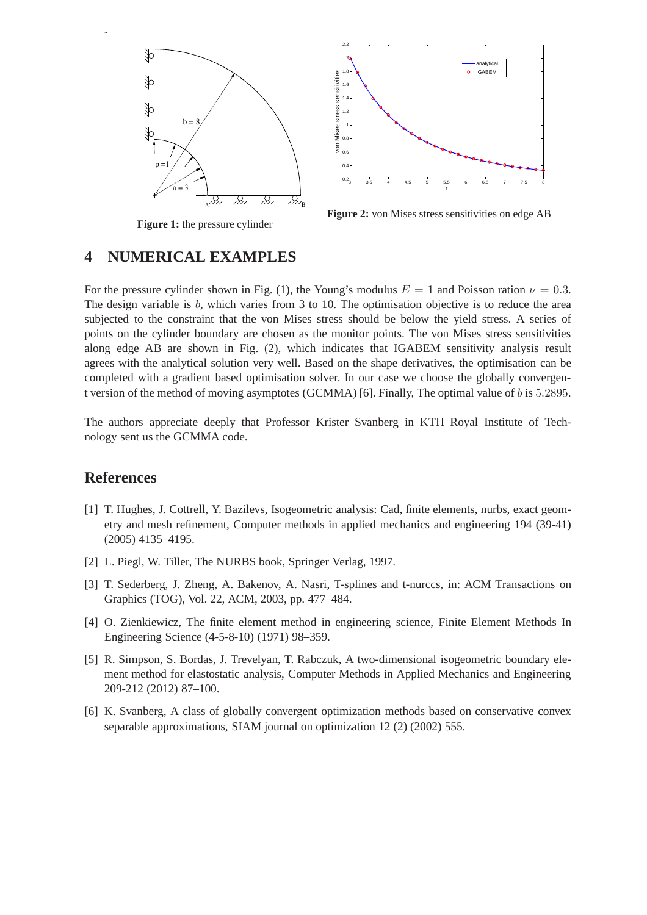b = 8

p =1

a = 3

A

B

**Figure 1:** the pressure cylinder

von Mises stress sensitivities

analytical

IGABEM

2.2

2

1.8

1.6

1.4

1.2

1

0.8

0.6

0.4

0.2

3 3.5 4 4.5 5 5.5 6 6.5 7 7.5 8

r

**Figure 2:** von Mises stress sensitivities on edge AB

## 4 NUMERICAL EXAMPLES

For the pressure cylinder shown in Fig. (1), the Young's modulus $E = 1$ and Poisson ration $\nu = 0.3$. The design variable is $b$, which varies from 3 to 10. The optimisation objective is to reduce the area subjected to the constraint that the von Mises stress should be below the yield stress. A series of points on the cylinder boundary are chosen as the monitor points. The von Mises stress sensitivities along edge AB are shown in Fig. (2), which indicates that IGABEM sensitivity analysis result agrees with the analytical solution very well. Based on the shape derivatives, the optimisation can be completed with a gradient based optimisation solver. In our case we choose the globally convergent version of the method of moving asymptotes (GCMMA) [6]. Finally, The optimal value of $b$ is $5.2895$.

The authors appreciate deeply that Professor Krister Svanberg in KTH Royal Institute of Technology sent us the GCMMA code.

## References

[1] T. Hughes, J. Cottrell, Y. Bazilevs, Isogeometric analysis: Cad, finite elements, nurbs, exact geometry and mesh refinement, Computer methods in applied mechanics and engineering 194 (39-41) (2005) 4135–4195.

[2] L. Piegl, W. Tiller, The NURBS book, Springer Verlag, 1997.

[3] T. Sederberg, J. Zheng, A. Bakenov, A. Nasri, T-splines and t-nurccs, in: ACM Transactions on Graphics (TOG), Vol. 22, ACM, 2003, pp. 477–484.

[4] O. Zienkiewicz, The finite element method in engineering science, Finite Element Methods In Engineering Science (4-5-8-10) (1971) 98–359.

[5] R. Simpson, S. Bordas, J. Trevelyan, T. Rabczuk, A two-dimensional isogeometric boundary element method for elastostatic analysis, Computer Methods in Applied Mechanics and Engineering 209-212 (2012) 87–100.

[6] K. Svanberg, A class of globally convergent optimization methods based on conservative convex separable approximations, SIAM journal on optimization 12 (2) (2002) 555.